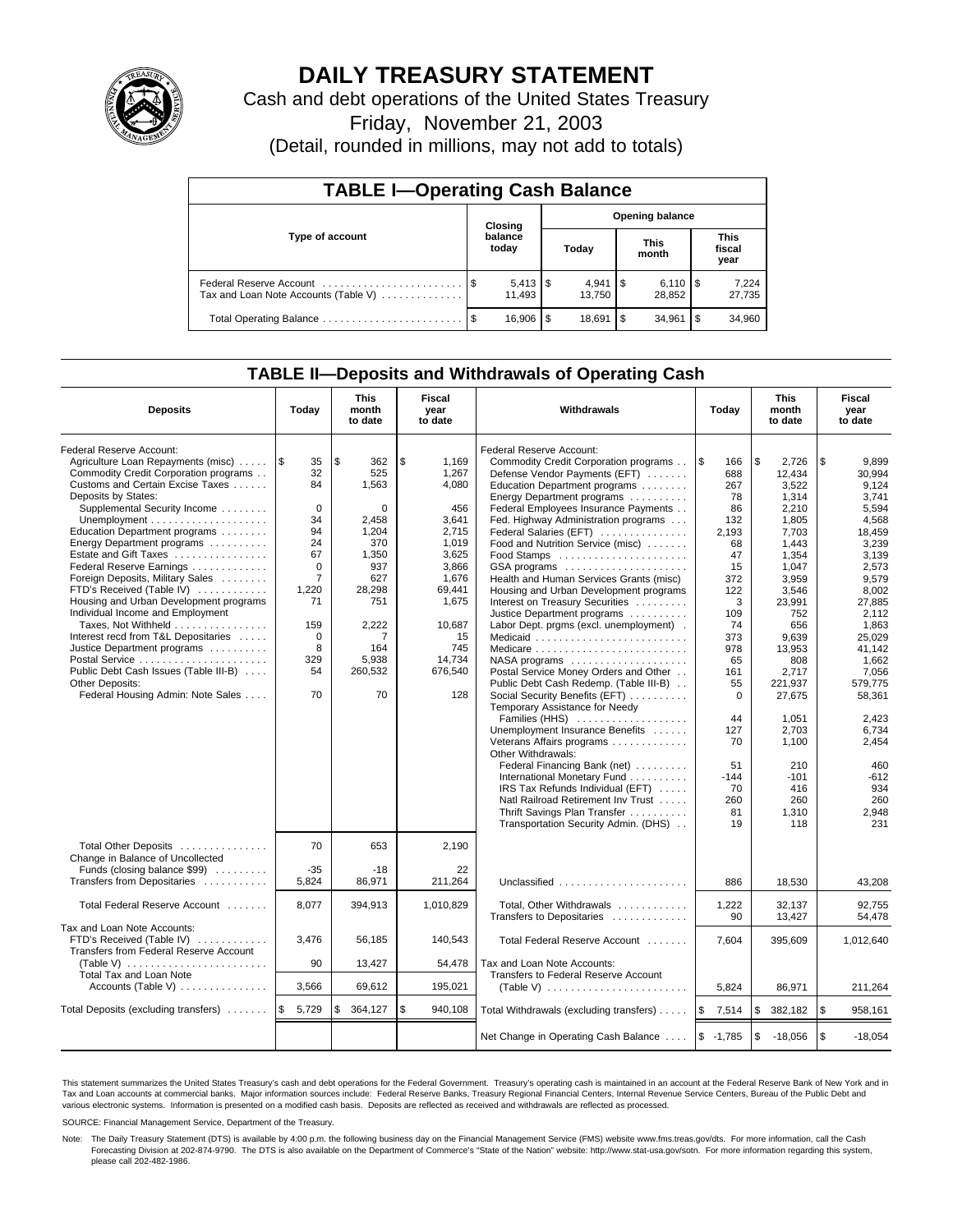# DAILY TREASURY STATEMENT

Cash and debt operations of the United States Treasury

Friday, November 21, 2003

(Detail, rounded in millions, may not add to totals)

## TABLE I—Operating Cash Balance

| Type of account | Closing balance today | Opening balance Today | Opening balance This month | Opening balance This fiscal year |
|---|---|---|---|---|
| Federal Reserve Account | $ 5,413 | $ 4,941 | $ 6,110 | $ 7,224 |
| Tax and Loan Note Accounts (Table V) | 11,493 | 13,750 | 28,852 | 27,735 |
| Total Operating Balance | $ 16,906 | $ 18,691 | $ 34,961 | $ 34,960 |

## TABLE II—Deposits and Withdrawals of Operating Cash

| Deposits | Today | This month to date | Fiscal year to date | Withdrawals | Today | This month to date | Fiscal year to date |
|---|---|---|---|---|---|---|---|
| Federal Reserve Account: | | | | Federal Reserve Account: | | | |
| Agriculture Loan Repayments (misc) | $ 35 | $ 362 | $ 1,169 | Commodity Credit Corporation programs | $ 166 | $ 2,726 | $ 9,899 |
| Commodity Credit Corporation programs | 32 | 525 | 1,267 | Defense Vendor Payments (EFT) | 688 | 12,434 | 30,994 |
| Customs and Certain Excise Taxes | 84 | 1,563 | 4,080 | Education Department programs | 267 | 3,522 | 9,124 |
| Deposits by States: | | | | Energy Department programs | 78 | 1,314 | 3,741 |
| Supplemental Security Income | 0 | 0 | 456 | Federal Employees Insurance Payments | 86 | 2,210 | 5,594 |
| Unemployment | 34 | 2,458 | 3,641 | Fed. Highway Administration programs | 132 | 1,805 | 4,568 |
| Education Department programs | 94 | 1,204 | 2,715 | Federal Salaries (EFT) | 2,193 | 7,703 | 18,459 |
| Energy Department programs | 24 | 370 | 1,019 | Food and Nutrition Service (misc) | 68 | 1,443 | 3,239 |
| Estate and Gift Taxes | 67 | 1,350 | 3,625 | Food Stamps | 47 | 1,354 | 3,139 |
| Federal Reserve Earnings | 0 | 937 | 3,866 | GSA programs | 15 | 1,047 | 2,573 |
| Foreign Deposits, Military Sales | 7 | 627 | 1,676 | Health and Human Services Grants (misc) | 372 | 3,959 | 9,579 |
| FTD's Received (Table IV) | 1,220 | 28,298 | 69,441 | Housing and Urban Development programs | 122 | 3,546 | 8,002 |
| Housing and Urban Development programs | 71 | 751 | 1,675 | Interest on Treasury Securities | 3 | 23,991 | 27,885 |
| Individual Income and Employment | | | | Justice Department programs | 109 | 752 | 2,112 |
| Taxes, Not Withheld | 159 | 2,222 | 10,687 | Labor Dept. prgms (excl. unemployment) | 74 | 656 | 1,863 |
| Interest recd from T&L Depositaries | 0 | 7 | 15 | Medicaid | 373 | 9,639 | 25,029 |
| Justice Department programs | 8 | 164 | 745 | Medicare | 978 | 13,953 | 41,142 |
| Postal Service | 329 | 5,938 | 14,734 | NASA programs | 65 | 808 | 1,662 |
| Public Debt Cash Issues (Table III-B) | 54 | 260,532 | 676,540 | Postal Service Money Orders and Other | 161 | 2,717 | 7,056 |
| Other Deposits: | | | | Public Debt Cash Redemp. (Table III-B) | 55 | 221,937 | 579,775 |
| Federal Housing Admin: Note Sales | 70 | 70 | 128 | Social Security Benefits (EFT) | 0 | 27,675 | 58,361 |
| | | | | Temporary Assistance for Needy Families (HHS) | 44 | 1,051 | 2,423 |
| | | | | Unemployment Insurance Benefits | 127 | 2,703 | 6,734 |
| | | | | Veterans Affairs programs | 70 | 1,100 | 2,454 |
| | | | | Other Withdrawals: | | | |
| | | | | Federal Financing Bank (net) | 51 | 210 | 460 |
| | | | | International Monetary Fund | -144 | -101 | -612 |
| | | | | IRS Tax Refunds Individual (EFT) | 70 | 416 | 934 |
| | | | | Natl Railroad Retirement Inv Trust | 260 | 260 | 260 |
| | | | | Thrift Savings Plan Transfer | 81 | 1,310 | 2,948 |
| | | | | Transportation Security Admin. (DHS) | 19 | 118 | 231 |
| Total Other Deposits | 70 | 653 | 2,190 | | | | |
| Change in Balance of Uncollected Funds (closing balance $99) | -35 | -18 | 22 | | | | |
| Transfers from Depositaries | 5,824 | 86,971 | 211,264 | Unclassified | 886 | 18,530 | 43,208 |
| Total Federal Reserve Account | 8,077 | 394,913 | 1,010,829 | Total, Other Withdrawals | 1,222 | 32,137 | 92,755 |
| | | | | Transfers to Depositaries | 90 | 13,427 | 54,478 |
| Tax and Loan Note Accounts: | | | | | | | |
| FTD's Received (Table IV) | 3,476 | 56,185 | 140,543 | Total Federal Reserve Account | 7,604 | 395,609 | 1,012,640 |
| Transfers from Federal Reserve Account (Table V) | 90 | 13,427 | 54,478 | Tax and Loan Note Accounts: | | | |
| Total Tax and Loan Note Accounts (Table V) | 3,566 | 69,612 | 195,021 | Transfers to Federal Reserve Account (Table V) | 5,824 | 86,971 | 211,264 |
| Total Deposits (excluding transfers) | $ 5,729 | $ 364,127 | $ 940,108 | Total Withdrawals (excluding transfers) | $ 7,514 | $ 382,182 | $ 958,161 |
| | | | | Net Change in Operating Cash Balance | $ -1,785 | $ -18,056 | $ -18,054 |

This statement summarizes the United States Treasury's cash and debt operations for the Federal Government. Treasury's operating cash is maintained in an account at the Federal Reserve Bank of New York and in Tax and Loan accounts at commercial banks. Major information sources include: Federal Reserve Banks, Treasury Regional Financial Centers, Internal Revenue Service Centers, Bureau of the Public Debt and various electronic systems. Information is presented on a modified cash basis. Deposits are reflected as received and withdrawals are reflected as processed.

SOURCE: Financial Management Service, Department of the Treasury.

Note: The Daily Treasury Statement (DTS) is available by 4:00 p.m. the following business day on the Financial Management Service (FMS) website www.fms.treas.gov/dts. For more information, call the Cash Forecasting Division at 202-874-9790. The DTS is also available on the Department of Commerce's "State of the Nation" website: http://www.stat-usa.gov/sotn. For more information regarding this system, please call 202-482-1986.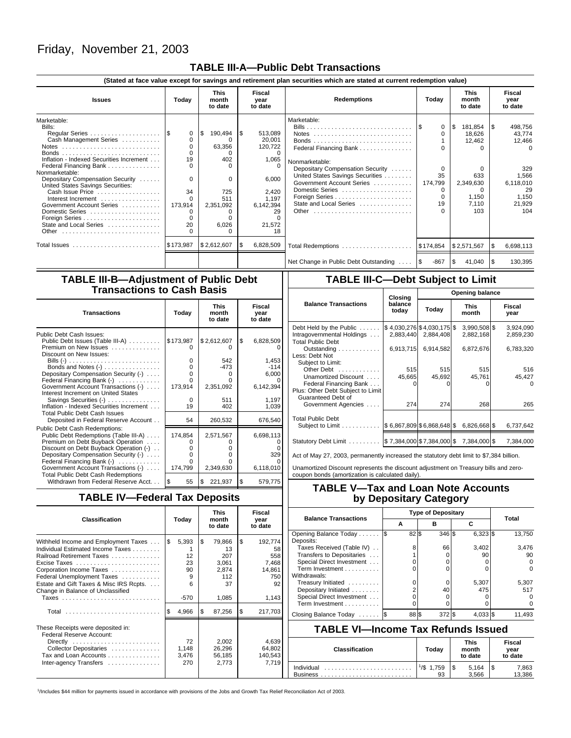Friday, November 21, 2003

## TABLE III-A—Public Debt Transactions

(Stated at face value except for savings and retirement plan securities which are stated at current redemption value)

| Issues | Today | This month to date | Fiscal year to date |
|---|---|---|---|
| Marketable: | | | |
| Bills: | | | |
| Regular Series | $ 0 | $ 190,494 | $ 513,089 |
| Cash Management Series | 0 | 0 | 20,001 |
| Notes | 0 | 63,356 | 120,722 |
| Bonds | 0 | 0 | 0 |
| Inflation - Indexed Securities Increment | 19 | 402 | 1,065 |
| Federal Financing Bank | 0 | 0 | 0 |
| Nonmarketable: | | | |
| Depositary Compensation Security | 0 | 0 | 6,000 |
| United States Savings Securities: | | | |
| Cash Issue Price | 34 | 725 | 2,420 |
| Interest Increment | 0 | 511 | 1,197 |
| Government Account Series | 173,914 | 2,351,092 | 6,142,394 |
| Domestic Series | 0 | 0 | 29 |
| Foreign Series | 0 | 0 | 0 |
| State and Local Series | 20 | 6,026 | 21,572 |
| Other | 0 | 0 | 18 |
| Total Issues | $173,987 | $ 2,612,607 | $ 6,828,509 |

| Redemptions | Today | This month to date | Fiscal year to date |
|---|---|---|---|
| Marketable: | | | |
| Bills | $ 0 | $ 181,854 | $ 498,756 |
| Notes | 0 | 18,626 | 43,774 |
| Bonds | 1 | 12,462 | 12,466 |
| Federal Financing Bank | 0 | 0 | 0 |
| Nonmarketable: | | | |
| Depositary Compensation Security | 0 | 0 | 329 |
| United States Savings Securities | 35 | 633 | 1,566 |
| Government Account Series | 174,799 | 2,349,630 | 6,118,010 |
| Domestic Series | 0 | 0 | 29 |
| Foreign Series | 0 | 1,150 | 1,150 |
| State and Local Series | 19 | 7,110 | 21,929 |
| Other | 0 | 103 | 104 |
| Total Redemptions | $174,854 | $ 2,571,567 | $ 6,698,113 |
| Net Change in Public Debt Outstanding | $ -867 | $ 41,040 | $ 130,395 |

## TABLE III-B—Adjustment of Public Debt Transactions to Cash Basis

| Transactions | Today | This month to date | Fiscal year to date |
|---|---|---|---|
| Public Debt Cash Issues: | | | |
| Public Debt Issues (Table III-A) | $173,987 | $ 2,612,607 | $ 6,828,509 |
| Premium on New Issues | 0 | 0 | 0 |
| Discount on New Issues: | | | |
| Bills (-) | 0 | 542 | 1,453 |
| Bonds and Notes (-) | 0 | -473 | -114 |
| Depositary Compensation Security (-) | 0 | 0 | 6,000 |
| Federal Financing Bank (-) | 0 | 0 | 0 |
| Government Account Transactions (-) | 173,914 | 2,351,092 | 6,142,394 |
| Interest Increment on United States Savings Securities (-) | 0 | 511 | 1,197 |
| Inflation - Indexed Securities Increment | 19 | 402 | 1,039 |
| Total Public Debt Cash Issues Deposited in Federal Reserve Account | 54 | 260,532 | 676,540 |
| Public Debt Cash Redemptions: | | | |
| Public Debt Redemptions (Table III-A) | 174,854 | 2,571,567 | 6,698,113 |
| Premium on Debt Buyback Operation | 0 | 0 | 0 |
| Discount on Debt Buyback Operation (-) | 0 | 0 | 0 |
| Depositary Compensation Security (-) | 0 | 0 | 329 |
| Federal Financing Bank (-) | 0 | 0 | 0 |
| Government Account Transactions (-) | 174,799 | 2,349,630 | 6,118,010 |
| Total Public Debt Cash Redemptions Withdrawn from Federal Reserve Acct. | $ 55 | $ 221,937 | $ 579,775 |

## TABLE III-C—Debt Subject to Limit

| Balance Transactions | Closing balance today | Opening balance Today | Opening balance This month | Opening balance Fiscal year |
|---|---|---|---|---|
| Debt Held by the Public | $ 4,030,276 | $ 4,030,175 | $ 3,990,508 | $ 3,924,090 |
| Intragovernmental Holdings | 2,883,440 | 2,884,408 | 2,882,168 | 2,859,230 |
| Total Public Debt Outstanding | 6,913,715 | 6,914,582 | 6,872,676 | 6,783,320 |
| Less: Debt Not Subject to Limit: | | | | |
| Other Debt | 515 | 515 | 515 | 516 |
| Unamortized Discount | 45,665 | 45,692 | 45,761 | 45,427 |
| Federal Financing Bank | 0 | 0 | 0 | 0 |
| Plus: Other Debt Subject to Limit Guaranteed Debt of Government Agencies | 274 | 274 | 268 | 265 |
| Total Public Debt Subject to Limit | $ 6,867,809 | $ 6,868,648 | $ 6,826,668 | $ 6,737,642 |
| Statutory Debt Limit | $ 7,384,000 | $ 7,384,000 | $ 7,384,000 | $ 7,384,000 |

Act of May 27, 2003, permanently increased the statutory debt limit to $7,384 billion.

Unamortized Discount represents the discount adjustment on Treasury bills and zero-coupon bonds (amortization is calculated daily).

## TABLE IV—Federal Tax Deposits

| Classification | Today | This month to date | Fiscal year to date |
|---|---|---|---|
| Withheld Income and Employment Taxes | $ 5,393 | $ 79,866 | $ 192,774 |
| Individual Estimated Income Taxes | 1 | 13 | 58 |
| Railroad Retirement Taxes | 12 | 207 | 558 |
| Excise Taxes | 23 | 3,061 | 7,468 |
| Corporation Income Taxes | 90 | 2,874 | 14,861 |
| Federal Unemployment Taxes | 9 | 112 | 750 |
| Estate and Gift Taxes & Misc IRS Rcpts. | 6 | 37 | 92 |
| Change in Balance of Unclassified Taxes | -570 | 1,085 | 1,143 |
| Total | $ 4,966 | $ 87,256 | $ 217,703 |
| These Receipts were deposited in: | | | |
| Federal Reserve Account: | | | |
| Directly | 72 | 2,002 | 4,639 |
| Collector Depositaries | 1,148 | 26,296 | 64,802 |
| Tax and Loan Accounts | 3,476 | 56,185 | 140,543 |
| Inter-agency Transfers | 270 | 2,773 | 7,719 |

## TABLE V—Tax and Loan Note Accounts by Depositary Category

| Balance Transactions | Type of Depositary A | B | C | Total |
|---|---|---|---|---|
| Opening Balance Today | $ 82 | $ 346 | $ 6,323 | $ 13,750 |
| Deposits: | | | | |
| Taxes Received (Table IV) | 8 | 66 | 3,402 | 3,476 |
| Transfers to Depositaries | 1 | 0 | 90 | 90 |
| Special Direct Investment | 0 | 0 | 0 | 0 |
| Term Investment | 0 | 0 | 0 | 0 |
| Withdrawals: | | | | |
| Treasury Initiated | 0 | 0 | 5,307 | 5,307 |
| Depositary Initiated | 2 | 40 | 475 | 517 |
| Special Direct Investment | 0 | 0 | 0 | 0 |
| Term Investment | 0 | 0 | 0 | 0 |
| Closing Balance Today | $ 88 | $ 372 | $ 4,033 | $ 11,493 |

## TABLE VI—Income Tax Refunds Issued

| Classification | Today | This month to date | Fiscal year to date |
|---|---|---|---|
| Individual | [1]/$ 1,759 | $ 5,164 | $ 7,863 |
| Business | 93 | 3,566 | 13,386 |

[1]/Includes $44 million for payments issued in accordance with provisions of the Jobs and Growth Tax Relief Reconciliation Act of 2003.